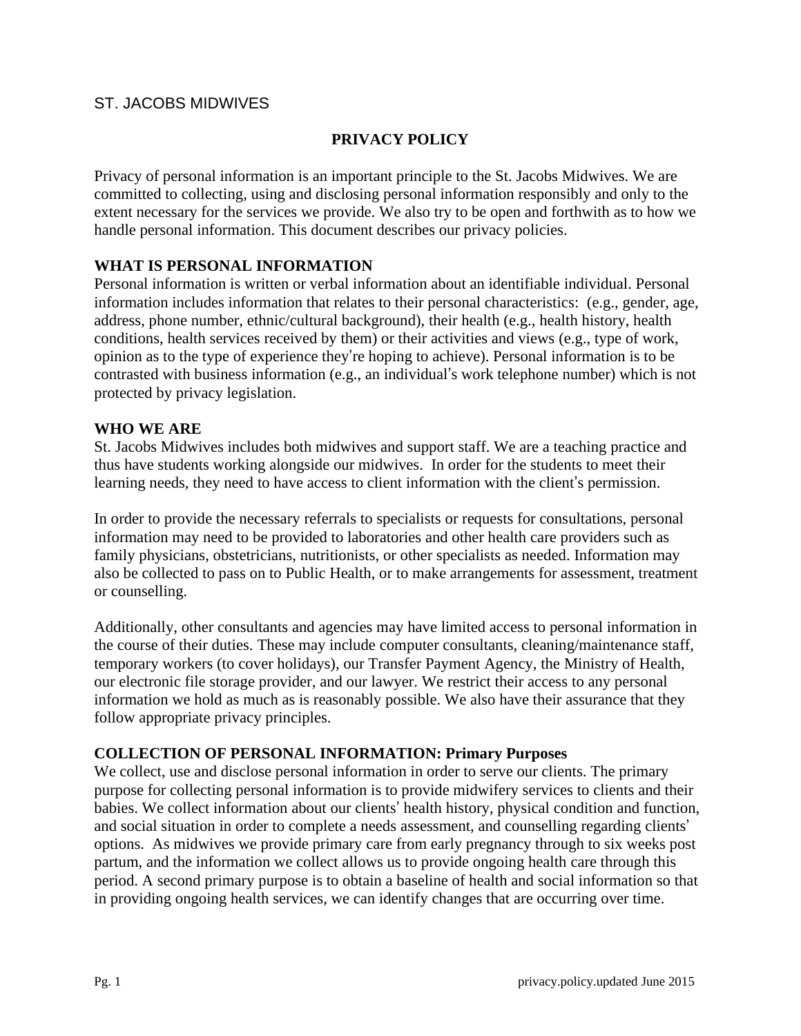ST. JACOBS MIDWIVES

# PRIVACY POLICY

Privacy of personal information is an important principle to the St. Jacobs Midwives. We are committed to collecting, using and disclosing personal information responsibly and only to the extent necessary for the services we provide. We also try to be open and forthwith as to how we handle personal information. This document describes our privacy policies.

## WHAT IS PERSONAL INFORMATION

Personal information is written or verbal information about an identifiable individual. Personal information includes information that relates to their personal characteristics: (e.g., gender, age, address, phone number, ethnic/cultural background), their health (e.g., health history, health conditions, health services received by them) or their activities and views (e.g., type of work, opinion as to the type of experience they're hoping to achieve). Personal information is to be contrasted with business information (e.g., an individual's work telephone number) which is not protected by privacy legislation.

## WHO WE ARE

St. Jacobs Midwives includes both midwives and support staff. We are a teaching practice and thus have students working alongside our midwives. In order for the students to meet their learning needs, they need to have access to client information with the client's permission.

In order to provide the necessary referrals to specialists or requests for consultations, personal information may need to be provided to laboratories and other health care providers such as family physicians, obstetricians, nutritionists, or other specialists as needed. Information may also be collected to pass on to Public Health, or to make arrangements for assessment, treatment or counselling.

Additionally, other consultants and agencies may have limited access to personal information in the course of their duties. These may include computer consultants, cleaning/maintenance staff, temporary workers (to cover holidays), our Transfer Payment Agency, the Ministry of Health, our electronic file storage provider, and our lawyer. We restrict their access to any personal information we hold as much as is reasonably possible. We also have their assurance that they follow appropriate privacy principles.

## COLLECTION OF PERSONAL INFORMATION: Primary Purposes

We collect, use and disclose personal information in order to serve our clients. The primary purpose for collecting personal information is to provide midwifery services to clients and their babies. We collect information about our clients' health history, physical condition and function, and social situation in order to complete a needs assessment, and counselling regarding clients' options. As midwives we provide primary care from early pregnancy through to six weeks post partum, and the information we collect allows us to provide ongoing health care through this period. A second primary purpose is to obtain a baseline of health and social information so that in providing ongoing health services, we can identify changes that are occurring over time.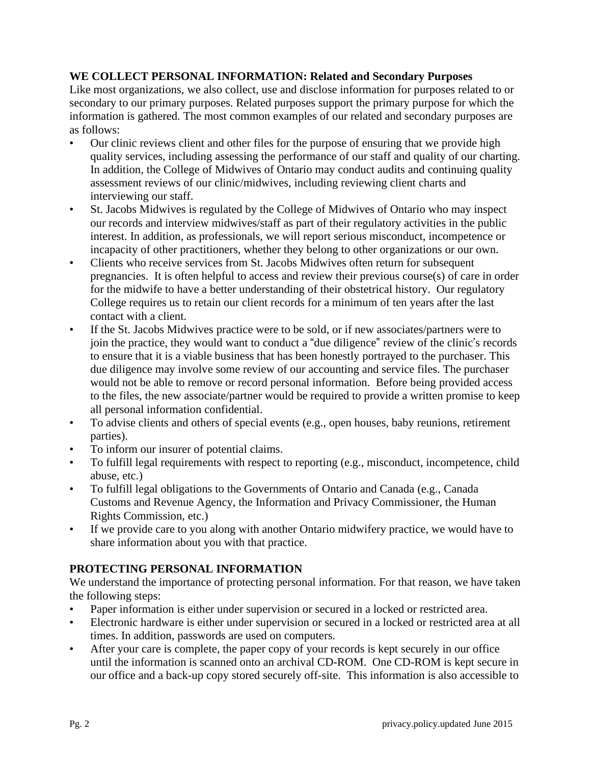**WE COLLECT PERSONAL INFORMATION: Related and Secondary Purposes**

Like most organizations, we also collect, use and disclose information for purposes related to or secondary to our primary purposes. Related purposes support the primary purpose for which the information is gathered. The most common examples of our related and secondary purposes are as follows:

- Our clinic reviews client and other files for the purpose of ensuring that we provide high quality services, including assessing the performance of our staff and quality of our charting. In addition, the College of Midwives of Ontario may conduct audits and continuing quality assessment reviews of our clinic/midwives, including reviewing client charts and interviewing our staff.
- St. Jacobs Midwives is regulated by the College of Midwives of Ontario who may inspect our records and interview midwives/staff as part of their regulatory activities in the public interest. In addition, as professionals, we will report serious misconduct, incompetence or incapacity of other practitioners, whether they belong to other organizations or our own.
- Clients who receive services from St. Jacobs Midwives often return for subsequent pregnancies. It is often helpful to access and review their previous course(s) of care in order for the midwife to have a better understanding of their obstetrical history. Our regulatory College requires us to retain our client records for a minimum of ten years after the last contact with a client.
- If the St. Jacobs Midwives practice were to be sold, or if new associates/partners were to join the practice, they would want to conduct a "due diligence" review of the clinic's records to ensure that it is a viable business that has been honestly portrayed to the purchaser. This due diligence may involve some review of our accounting and service files. The purchaser would not be able to remove or record personal information. Before being provided access to the files, the new associate/partner would be required to provide a written promise to keep all personal information confidential.
- To advise clients and others of special events (e.g., open houses, baby reunions, retirement parties).
- To inform our insurer of potential claims.
- To fulfill legal requirements with respect to reporting (e.g., misconduct, incompetence, child abuse, etc.)
- To fulfill legal obligations to the Governments of Ontario and Canada (e.g., Canada Customs and Revenue Agency, the Information and Privacy Commissioner, the Human Rights Commission, etc.)
- If we provide care to you along with another Ontario midwifery practice, we would have to share information about you with that practice.

**PROTECTING PERSONAL INFORMATION**

We understand the importance of protecting personal information. For that reason, we have taken the following steps:

- Paper information is either under supervision or secured in a locked or restricted area.
- Electronic hardware is either under supervision or secured in a locked or restricted area at all times. In addition, passwords are used on computers.
- After your care is complete, the paper copy of your records is kept securely in our office until the information is scanned onto an archival CD-ROM. One CD-ROM is kept secure in our office and a back-up copy stored securely off-site. This information is also accessible to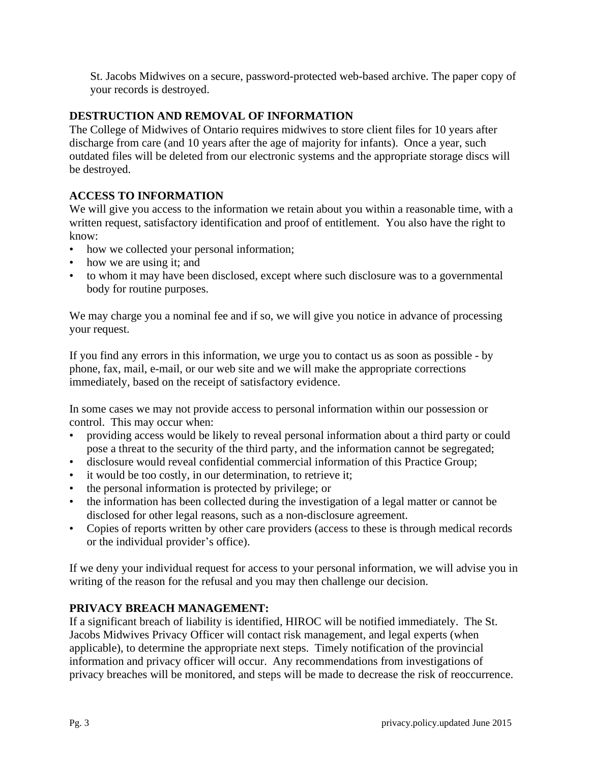St. Jacobs Midwives on a secure, password-protected web-based archive. The paper copy of your records is destroyed.

## DESTRUCTION AND REMOVAL OF INFORMATION

The College of Midwives of Ontario requires midwives to store client files for 10 years after discharge from care (and 10 years after the age of majority for infants). Once a year, such outdated files will be deleted from our electronic systems and the appropriate storage discs will be destroyed.

## ACCESS TO INFORMATION

We will give you access to the information we retain about you within a reasonable time, with a written request, satisfactory identification and proof of entitlement. You also have the right to know:

- how we collected your personal information;
- how we are using it; and
- to whom it may have been disclosed, except where such disclosure was to a governmental body for routine purposes.

We may charge you a nominal fee and if so, we will give you notice in advance of processing your request.

If you find any errors in this information, we urge you to contact us as soon as possible - by phone, fax, mail, e-mail, or our web site and we will make the appropriate corrections immediately, based on the receipt of satisfactory evidence.

In some cases we may not provide access to personal information within our possession or control. This may occur when:

- providing access would be likely to reveal personal information about a third party or could pose a threat to the security of the third party, and the information cannot be segregated;
- disclosure would reveal confidential commercial information of this Practice Group;
- it would be too costly, in our determination, to retrieve it;
- the personal information is protected by privilege; or
- the information has been collected during the investigation of a legal matter or cannot be disclosed for other legal reasons, such as a non-disclosure agreement.
- Copies of reports written by other care providers (access to these is through medical records or the individual provider's office).

If we deny your individual request for access to your personal information, we will advise you in writing of the reason for the refusal and you may then challenge our decision.

## PRIVACY BREACH MANAGEMENT:

If a significant breach of liability is identified, HIROC will be notified immediately. The St. Jacobs Midwives Privacy Officer will contact risk management, and legal experts (when applicable), to determine the appropriate next steps. Timely notification of the provincial information and privacy officer will occur. Any recommendations from investigations of privacy breaches will be monitored, and steps will be made to decrease the risk of reoccurrence.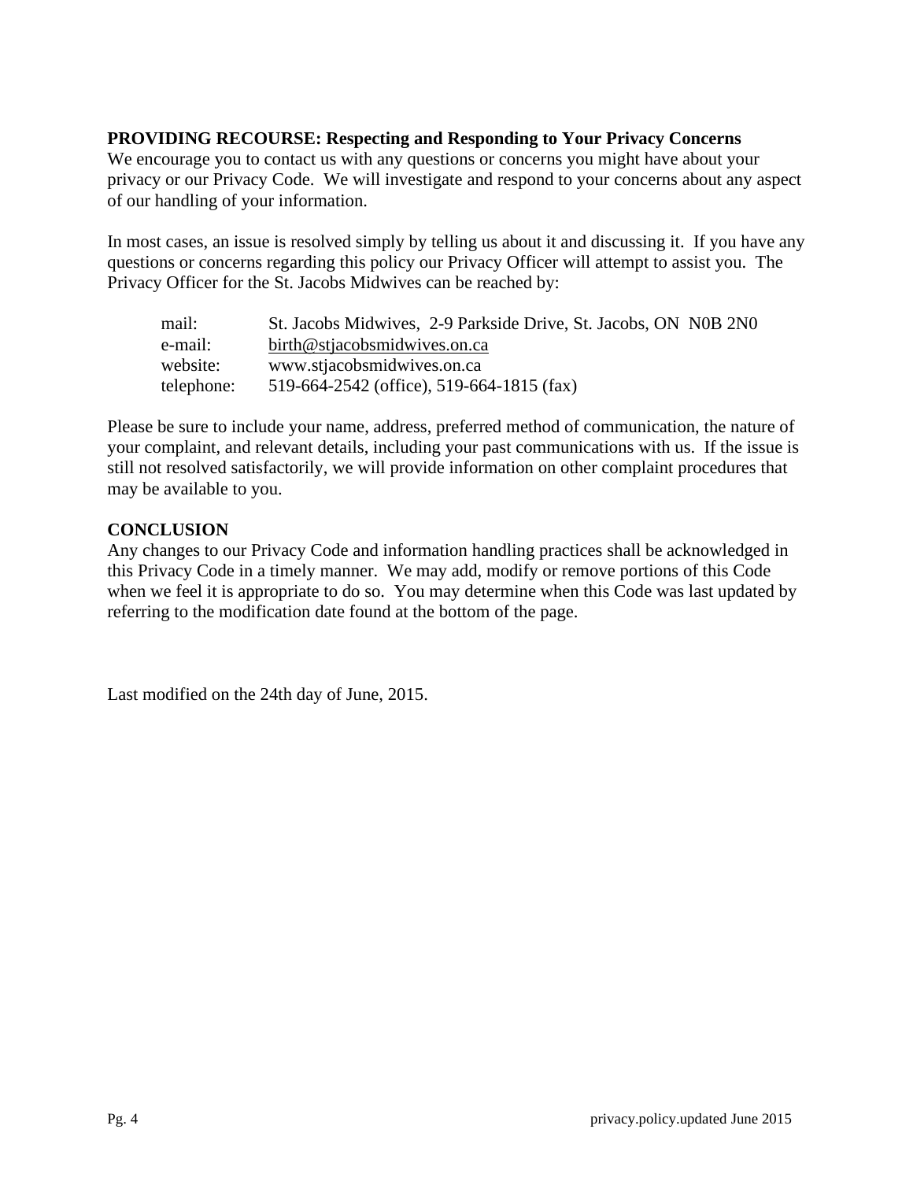**PROVIDING RECOURSE: Respecting and Responding to Your Privacy Concerns**
We encourage you to contact us with any questions or concerns you might have about your privacy or our Privacy Code. We will investigate and respond to your concerns about any aspect of our handling of your information.

In most cases, an issue is resolved simply by telling us about it and discussing it. If you have any questions or concerns regarding this policy our Privacy Officer will attempt to assist you. The Privacy Officer for the St. Jacobs Midwives can be reached by:

| | |
|---|---|
| mail: | St. Jacobs Midwives, 2-9 Parkside Drive, St. Jacobs, ON N0B 2N0 |
| e-mail: | birth@stjacobsmidwives.on.ca |
| website: | www.stjacobsmidwives.on.ca |
| telephone: | 519-664-2542 (office), 519-664-1815 (fax) |

Please be sure to include your name, address, preferred method of communication, the nature of your complaint, and relevant details, including your past communications with us. If the issue is still not resolved satisfactorily, we will provide information on other complaint procedures that may be available to you.

**CONCLUSION**
Any changes to our Privacy Code and information handling practices shall be acknowledged in this Privacy Code in a timely manner. We may add, modify or remove portions of this Code when we feel it is appropriate to do so. You may determine when this Code was last updated by referring to the modification date found at the bottom of the page.

Last modified on the 24th day of June, 2015.